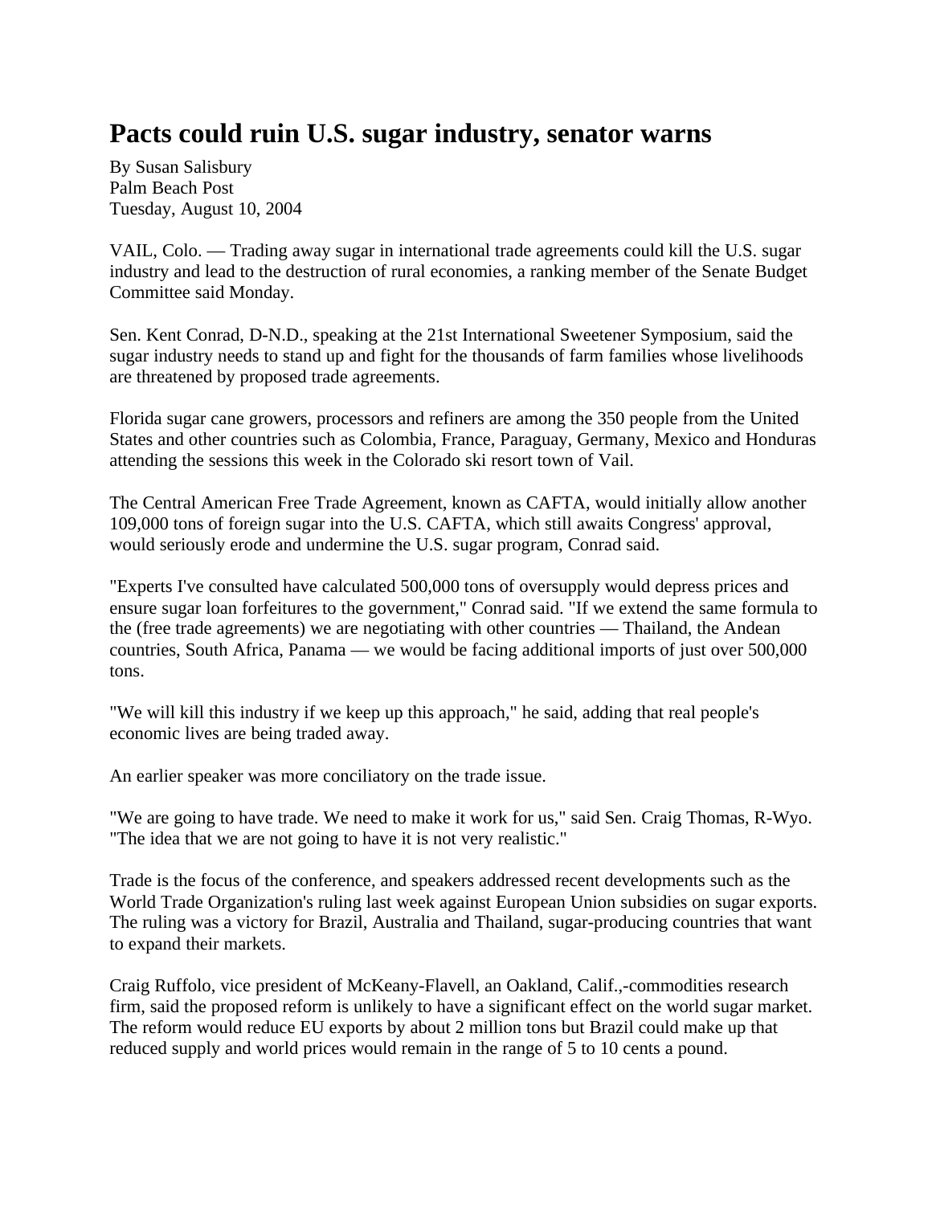# Pacts could ruin U.S. sugar industry, senator warns

By Susan Salisbury
Palm Beach Post
Tuesday, August 10, 2004

VAIL, Colo. — Trading away sugar in international trade agreements could kill the U.S. sugar industry and lead to the destruction of rural economies, a ranking member of the Senate Budget Committee said Monday.

Sen. Kent Conrad, D-N.D., speaking at the 21st International Sweetener Symposium, said the sugar industry needs to stand up and fight for the thousands of farm families whose livelihoods are threatened by proposed trade agreements.

Florida sugar cane growers, processors and refiners are among the 350 people from the United States and other countries such as Colombia, France, Paraguay, Germany, Mexico and Honduras attending the sessions this week in the Colorado ski resort town of Vail.

The Central American Free Trade Agreement, known as CAFTA, would initially allow another 109,000 tons of foreign sugar into the U.S. CAFTA, which still awaits Congress' approval, would seriously erode and undermine the U.S. sugar program, Conrad said.

"Experts I've consulted have calculated 500,000 tons of oversupply would depress prices and ensure sugar loan forfeitures to the government," Conrad said. "If we extend the same formula to the (free trade agreements) we are negotiating with other countries — Thailand, the Andean countries, South Africa, Panama — we would be facing additional imports of just over 500,000 tons.

"We will kill this industry if we keep up this approach," he said, adding that real people's economic lives are being traded away.

An earlier speaker was more conciliatory on the trade issue.

"We are going to have trade. We need to make it work for us," said Sen. Craig Thomas, R-Wyo. "The idea that we are not going to have it is not very realistic."

Trade is the focus of the conference, and speakers addressed recent developments such as the World Trade Organization's ruling last week against European Union subsidies on sugar exports. The ruling was a victory for Brazil, Australia and Thailand, sugar-producing countries that want to expand their markets.

Craig Ruffolo, vice president of McKeany-Flavell, an Oakland, Calif.,-commodities research firm, said the proposed reform is unlikely to have a significant effect on the world sugar market. The reform would reduce EU exports by about 2 million tons but Brazil could make up that reduced supply and world prices would remain in the range of 5 to 10 cents a pound.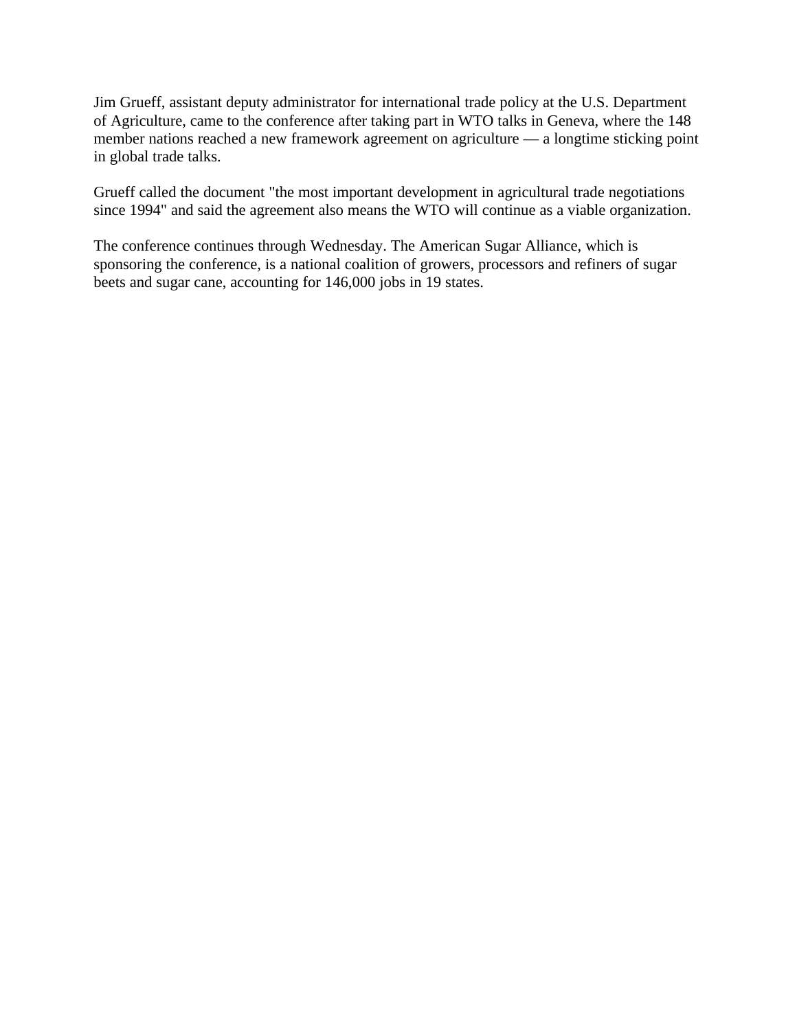Jim Grueff, assistant deputy administrator for international trade policy at the U.S. Department of Agriculture, came to the conference after taking part in WTO talks in Geneva, where the 148 member nations reached a new framework agreement on agriculture — a longtime sticking point in global trade talks.

Grueff called the document "the most important development in agricultural trade negotiations since 1994" and said the agreement also means the WTO will continue as a viable organization.

The conference continues through Wednesday. The American Sugar Alliance, which is sponsoring the conference, is a national coalition of growers, processors and refiners of sugar beets and sugar cane, accounting for 146,000 jobs in 19 states.